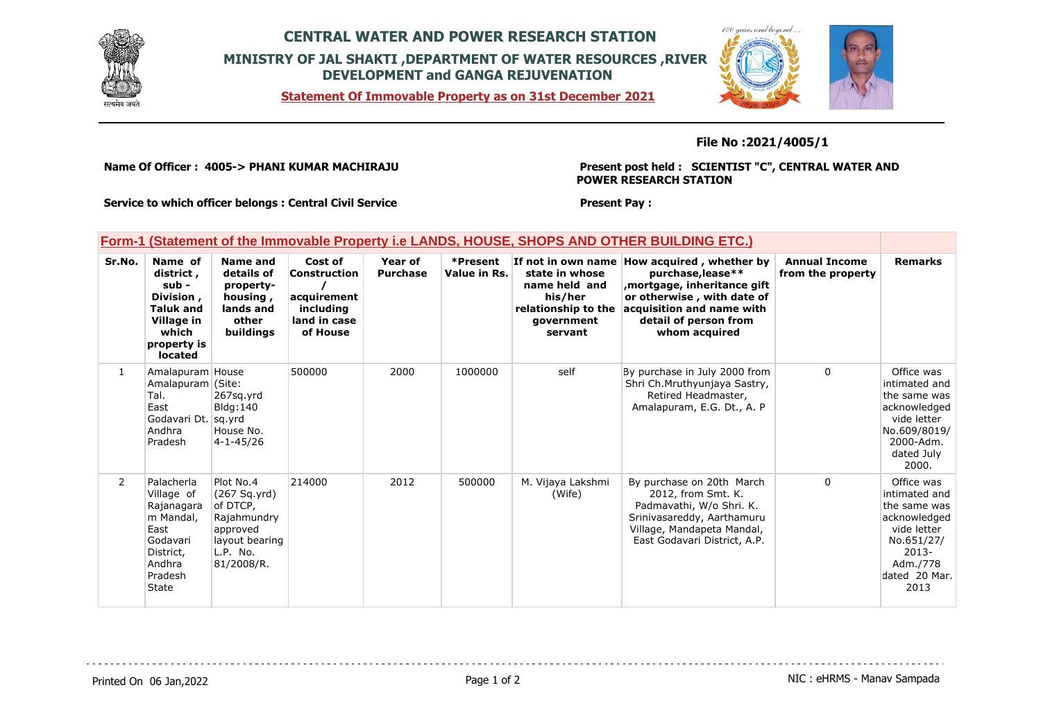# CENTRAL WATER AND POWER RESEARCH STATION

## MINISTRY OF JAL SHAKTI ,DEPARTMENT OF WATER RESOURCES ,RIVER DEVELOPMENT and GANGA REJUVENATION

**Statement Of Immovable Property as on 31st December 2021**

**File No :2021/4005/1**

**Name Of Officer : 4005-> PHANI KUMAR MACHIRAJU**

**Present post held : SCIENTIST "C", CENTRAL WATER AND POWER RESEARCH STATION**

**Service to which officer belongs : Central Civil Service**

**Present Pay :**

### Form-1 (Statement of the Immovable Property i.e LANDS, HOUSE, SHOPS AND OTHER BUILDING ETC.)

| Sr.No. | Name of district , sub - Division , Taluk and Village in which property is located | Name and details of property- housing , lands and other buildings | Cost of Construction / acquirement including land in case of House | Year of Purchase | *Present Value in Rs. | If not in own name state in whose name held and his/her relationship to the government servant | How acquired , whether by purchase,lease** ,mortgage, inheritance gift or otherwise , with date of acquisition and name with detail of person from whom acquired | Annual Income from the property | Remarks |
|---|---|---|---|---|---|---|---|---|---|
| 1 | Amalapuram Amalapuram Tal. East Godavari Dt. Andhra Pradesh | House (Site: 267sq.yrd Bldg:140 sq.yrd House No. 4-1-45/26 | 500000 | 2000 | 1000000 | self | By purchase in July 2000 from Shri Ch.Mruthyunjaya Sastry, Retired Headmaster, Amalapuram, E.G. Dt., A. P | 0 | Office was intimated and the same was acknowledged vide letter No.609/8019/ 2000-Adm. dated July 2000. |
| 2 | Palacherla Village of Rajanagaram Mandal, East Godavari District, Andhra Pradesh State | Plot No.4 (267 Sq.yrd) of DTCP, Rajahmundry approved layout bearing L.P. No. 81/2008/R. | 214000 | 2012 | 500000 | M. Vijaya Lakshmi (Wife) | By purchase on 20th March 2012, from Smt. K. Padmavathi, W/o Shri. K. Srinivasareddy, Aarthamuru Village, Mandapeta Mandal, East Godavari District, A.P. | 0 | Office was intimated and the same was acknowledged vide letter No.651/27/ 2013- Adm./778 dated 20 Mar. 2013 |

Printed On 06 Jan,2022

NIC : eHRMS - Manav Sampada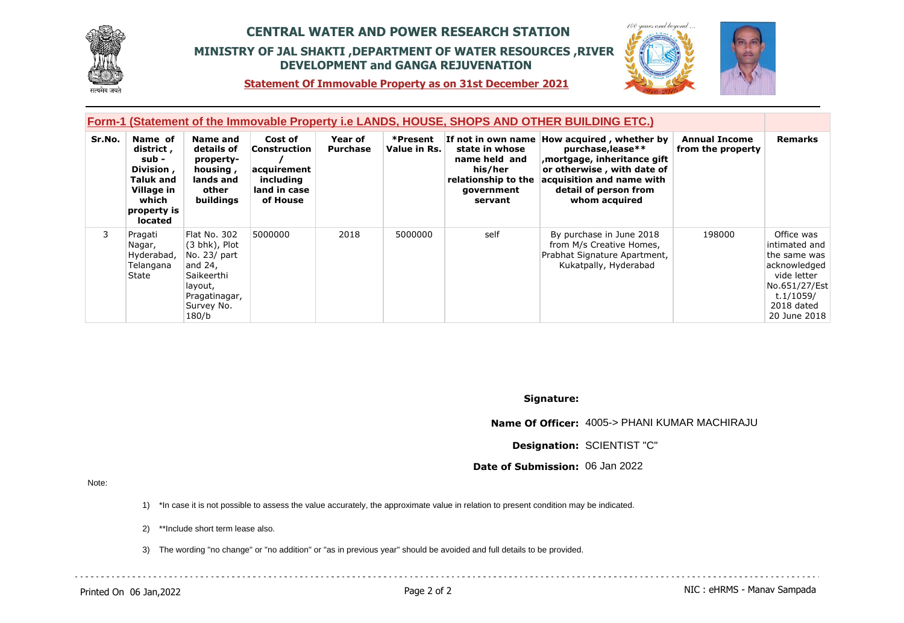# CENTRAL WATER AND POWER RESEARCH STATION

## MINISTRY OF JAL SHAKTI ,DEPARTMENT OF WATER RESOURCES ,RIVER DEVELOPMENT and GANGA REJUVENATION

**Statement Of Immovable Property as on 31st December 2021**

### Form-1 (Statement of the Immovable Property i.e LANDS, HOUSE, SHOPS AND OTHER BUILDING ETC.)

| Sr.No. | Name of district , sub - Division , Taluk and Village in which property is located | Name and details of property- housing , lands and other buildings | Cost of Construction / acquirement including land in case of House | Year of Purchase | *Present Value in Rs. | If not in own name state in whose name held and his/her relationship to the government servant | How acquired , whether by purchase,lease** ,mortgage, inheritance gift or otherwise , with date of acquisition and name with detail of person from whom acquired | Annual Income from the property | Remarks |
|---|---|---|---|---|---|---|---|---|---|
| 3 | Pragati Nagar, Hyderabad, Telangana State | Flat No. 302 (3 bhk), Plot No. 23/ part and 24, Saikeerthi layout, Pragatinagar, Survey No. 180/b | 5000000 | 2018 | 5000000 | self | By purchase in June 2018 from M/s Creative Homes, Prabhat Signature Apartment, Kukatpally, Hyderabad | 198000 | Office was intimated and the same was acknowledged vide letter No.651/27/Estt.1/1059/ 2018 dated 20 June 2018 |

**Signature:**

**Name Of Officer:** 4005-> PHANI KUMAR MACHIRAJU

**Designation:** SCIENTIST "C"

**Date of Submission:** 06 Jan 2022

Note:

1) *In case it is not possible to assess the value accurately, the approximate value in relation to present condition may be indicated.

2) **Include short term lease also.

3) The wording "no change" or "no addition" or "as in previous year" should be avoided and full details to be provided.

Printed On 06 Jan,2022

NIC : eHRMS - Manav Sampada